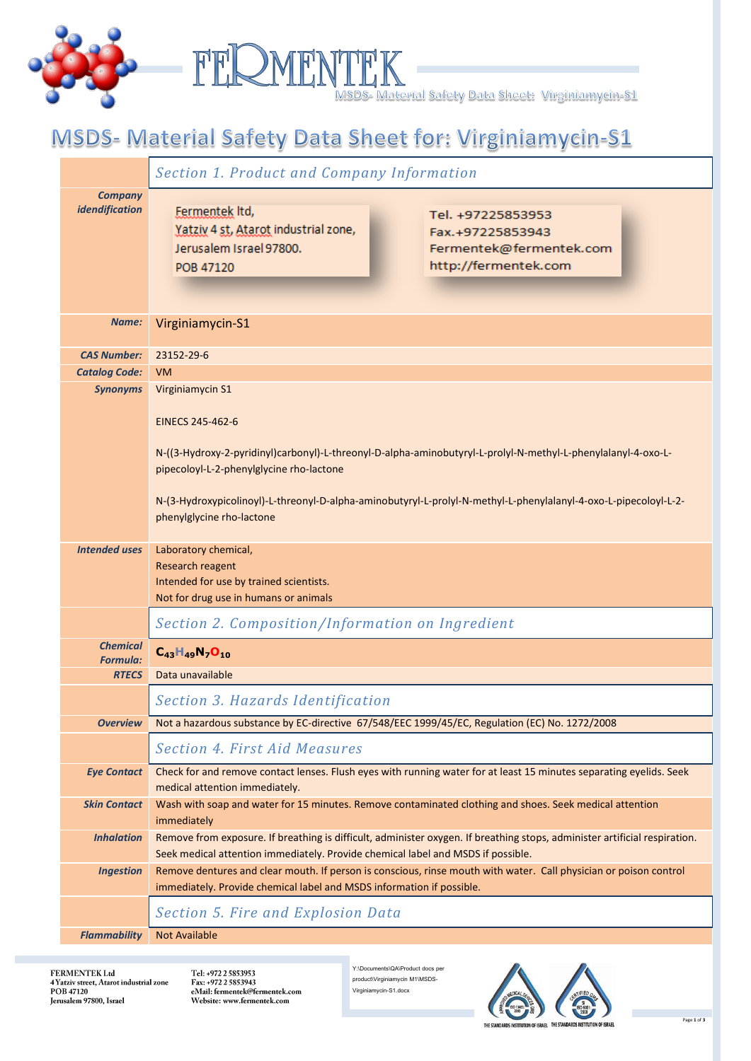# MSDS- Material Safety Data Sheet for: Virginiamycin-S1

| | Section 1. Product and Company Information |
|---|---|
| **Company idendification** | Fermentek ltd, Yatziv 4 st, Atarot industrial zone, Jerusalem Israel 97800. POB 47120 <br> Tel. +97225853953 <br> Fax.+97225853943 <br> Fermentek@fermentek.com <br> http://fermentek.com |
| **Name:** | Virginiamycin-S1 |
| **CAS Number:** | 23152-29-6 |
| **Catalog Code:** | VM |
| **Synonyms** | Virginiamycin S1 <br><br> EINECS 245-462-6 <br><br> N-((3-Hydroxy-2-pyridinyl)carbonyl)-L-threonyl-D-alpha-aminobutyryl-L-prolyl-N-methyl-L-phenylalanyl-4-oxo-L-pipecoloyl-L-2-phenylglycine rho-lactone <br><br> N-(3-Hydroxypicolinoyl)-L-threonyl-D-alpha-aminobutyryl-L-prolyl-N-methyl-L-phenylalanyl-4-oxo-L-pipecoloyl-L-2-phenylglycine rho-lactone |
| **Intended uses** | Laboratory chemical, <br> Research reagent <br> Intended for use by trained scientists. <br> Not for drug use in humans or animals |
| | **Section 2. Composition/Information on Ingredient** |
| **Chemical Formula:** | $C_{43}H_{49}N_7O_{10}$ |
| **RTECS** | Data unavailable |
| | **Section 3. Hazards Identification** |
| **Overview** | Not a hazardous substance by EC-directive 67/548/EEC 1999/45/EC, Regulation (EC) No. 1272/2008 |
| | **Section 4. First Aid Measures** |
| **Eye Contact** | Check for and remove contact lenses. Flush eyes with running water for at least 15 minutes separating eyelids. Seek medical attention immediately. |
| **Skin Contact** | Wash with soap and water for 15 minutes. Remove contaminated clothing and shoes. Seek medical attention immediately |
| **Inhalation** | Remove from exposure. If breathing is difficult, administer oxygen. If breathing stops, administer artificial respiration. Seek medical attention immediately. Provide chemical label and MSDS if possible. |
| **Ingestion** | Remove dentures and clear mouth. If person is conscious, rinse mouth with water. Call physician or poison control immediately. Provide chemical label and MSDS information if possible. |
| | **Section 5. Fire and Explosion Data** |
| **Flammability** | Not Available |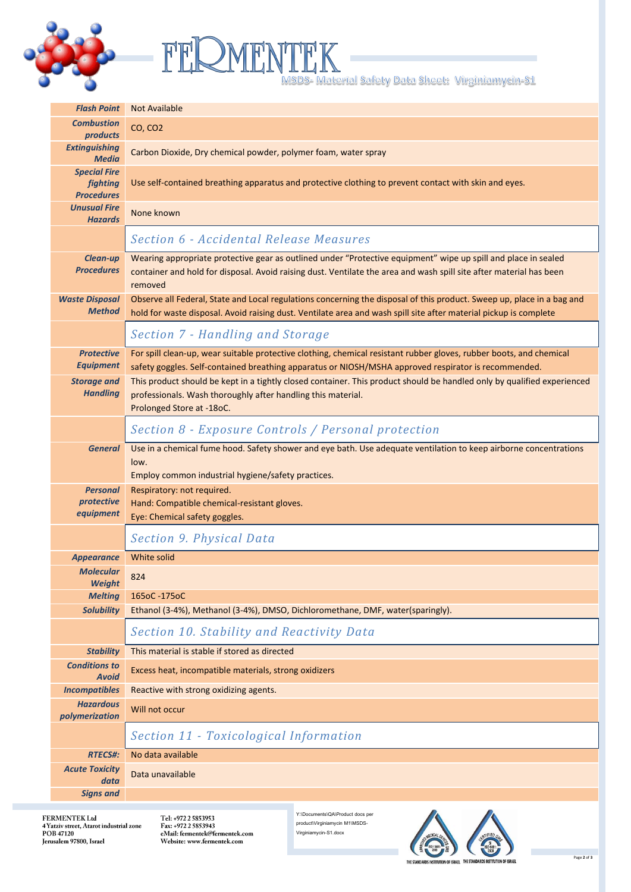| | |
|---|---|
| **Flash Point** | Not Available |
| **Combustion products** | CO, $CO_2$ |
| **Extinguishing Media** | Carbon Dioxide, Dry chemical powder, polymer foam, water spray |
| **Special Fire fighting Procedures** | Use self-contained breathing apparatus and protective clothing to prevent contact with skin and eyes. |
| **Unusual Fire Hazards** | None known |

## Section 6 - Accidental Release Measures

| | |
|---|---|
| **Clean-up Procedures** | Wearing appropriate protective gear as outlined under “Protective equipment” wipe up spill and place in sealed container and hold for disposal. Avoid raising dust. Ventilate the area and wash spill site after material has been removed |
| **Waste Disposal Method** | Observe all Federal, State and Local regulations concerning the disposal of this product. Sweep up, place in a bag and hold for waste disposal. Avoid raising dust. Ventilate area and wash spill site after material pickup is complete |

## Section 7 - Handling and Storage

| | |
|---|---|
| **Protective Equipment** | For spill clean-up, wear suitable protective clothing, chemical resistant rubber gloves, rubber boots, and chemical safety goggles. Self-contained breathing apparatus or NIOSH/MSHA approved respirator is recommended. |
| **Storage and Handling** | This product should be kept in a tightly closed container. This product should be handled only by qualified experienced professionals. Wash thoroughly after handling this material.<br>Prolonged Store at -18oC. |

## Section 8 - Exposure Controls / Personal protection

| | |
|---|---|
| **General** | Use in a chemical fume hood. Safety shower and eye bath. Use adequate ventilation to keep airborne concentrations low.<br>Employ common industrial hygiene/safety practices. |
| **Personal protective equipment** | Respiratory: not required.<br>Hand: Compatible chemical-resistant gloves.<br>Eye: Chemical safety goggles. |

## Section 9. Physical Data

| | |
|---|---|
| **Appearance** | White solid |
| **Molecular Weight** | 824 |
| **Melting** | 165oC -175oC |
| **Solubility** | Ethanol (3-4%), Methanol (3-4%), DMSO, Dichloromethane, DMF, water(sparingly). |

## Section 10. Stability and Reactivity Data

| | |
|---|---|
| **Stability** | This material is stable if stored as directed |
| **Conditions to Avoid** | Excess heat, incompatible materials, strong oxidizers |
| **Incompatibles** | Reactive with strong oxidizing agents. |
| **Hazardous polymerization** | Will not occur |

## Section 11 - Toxicological Information

| | |
|---|---|
| **RTECS#:** | No data available |
| **Acute Toxicity data** | Data unavailable |
| **Signs and** | |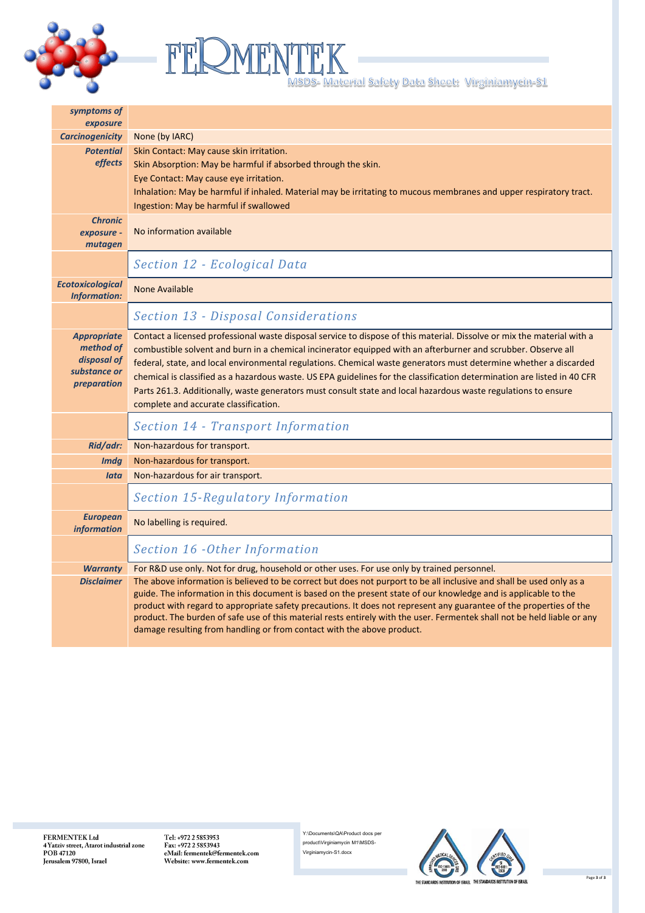| | |
|---|---|
| ***symptoms of exposure*** | |
| ***Carcinogenicity*** | None (by IARC) |
| ***Potential effects*** | Skin Contact: May cause skin irritation.<br>Skin Absorption: May be harmful if absorbed through the skin.<br>Eye Contact: May cause eye irritation.<br>Inhalation: May be harmful if inhaled. Material may be irritating to mucous membranes and upper respiratory tract.<br>Ingestion: May be harmful if swallowed |
| ***Chronic exposure - mutagen*** | No information available |

## *Section 12 - Ecological Data*

| | |
|---|---|
| ***Ecotoxicological Information:*** | None Available |

## *Section 13 - Disposal Considerations*

| | |
|---|---|
| ***Appropriate method of disposal of substance or preparation*** | Contact a licensed professional waste disposal service to dispose of this material. Dissolve or mix the material with a combustible solvent and burn in a chemical incinerator equipped with an afterburner and scrubber. Observe all federal, state, and local environmental regulations. Chemical waste generators must determine whether a discarded chemical is classified as a hazardous waste. US EPA guidelines for the classification determination are listed in 40 CFR Parts 261.3. Additionally, waste generators must consult state and local hazardous waste regulations to ensure complete and accurate classification. |

## *Section 14 - Transport Information*

| | |
|---|---|
| ***Rid/adr:*** | Non-hazardous for transport. |
| ***Imdg*** | Non-hazardous for transport. |
| ***Iata*** | Non-hazardous for air transport. |

## *Section 15-Regulatory Information*

| | |
|---|---|
| ***European information*** | No labelling is required. |

## *Section 16 -Other Information*

| | |
|---|---|
| ***Warranty*** | For R&D use only. Not for drug, household or other uses. For use only by trained personnel. |
| ***Disclaimer*** | The above information is believed to be correct but does not purport to be all inclusive and shall be used only as a guide. The information in this document is based on the present state of our knowledge and is applicable to the product with regard to appropriate safety precautions. It does not represent any guarantee of the properties of the product. The burden of safe use of this material rests entirely with the user. Fermentek shall not be held liable or any damage resulting from handling or from contact with the above product. |